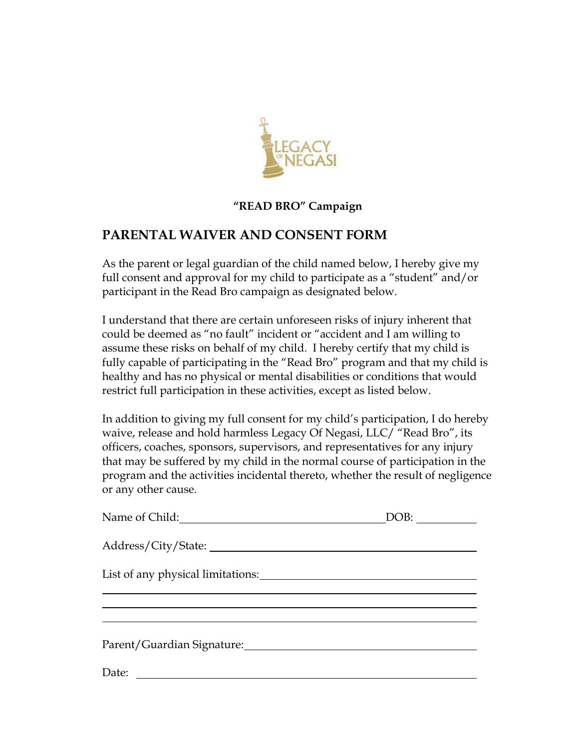**“READ BRO” Campaign**

## PARENTAL WAIVER AND CONSENT FORM

As the parent or legal guardian of the child named below, I hereby give my full consent and approval for my child to participate as a “student” and/or participant in the Read Bro campaign as designated below.

I understand that there are certain unforeseen risks of injury inherent that could be deemed as “no fault” incident or “accident and I am willing to assume these risks on behalf of my child. I hereby certify that my child is fully capable of participating in the “Read Bro” program and that my child is healthy and has no physical or mental disabilities or conditions that would restrict full participation in these activities, except as listed below.

In addition to giving my full consent for my child’s participation, I do hereby waive, release and hold harmless Legacy Of Negasi, LLC/ “Read Bro”, its officers, coaches, sponsors, supervisors, and representatives for any injury that may be suffered by my child in the normal course of participation in the program and the activities incidental thereto, whether the result of negligence or any other cause.

Name of Child:\_\_\_\_\_\_\_\_\_\_\_\_\_\_\_\_\_\_\_\_\_\_\_\_\_\_\_\_\_\_\_\_\_\_\_\_DOB: \_\_\_\_\_\_\_\_\_\_

Address/City/State: \_\_\_\_\_\_\_\_\_\_\_\_\_\_\_\_\_\_\_\_\_\_\_\_\_\_\_\_\_\_\_\_\_\_\_\_\_\_\_\_\_\_\_\_\_

List of any physical limitations:\_\_\_\_\_\_\_\_\_\_\_\_\_\_\_\_\_\_\_\_\_\_\_\_\_\_\_\_\_\_\_\_\_\_\_\_\_

\_\_\_\_\_\_\_\_\_\_\_\_\_\_\_\_\_\_\_\_\_\_\_\_\_\_\_\_\_\_\_\_\_\_\_\_\_\_\_\_\_\_\_\_\_\_\_\_\_\_\_\_\_\_\_\_\_\_\_\_\_\_\_\_

\_\_\_\_\_\_\_\_\_\_\_\_\_\_\_\_\_\_\_\_\_\_\_\_\_\_\_\_\_\_\_\_\_\_\_\_\_\_\_\_\_\_\_\_\_\_\_\_\_\_\_\_\_\_\_\_\_\_\_\_\_\_\_\_

\_\_\_\_\_\_\_\_\_\_\_\_\_\_\_\_\_\_\_\_\_\_\_\_\_\_\_\_\_\_\_\_\_\_\_\_\_\_\_\_\_\_\_\_\_\_\_\_\_\_\_\_\_\_\_\_\_\_\_\_\_\_\_\_

Parent/Guardian Signature:\_\_\_\_\_\_\_\_\_\_\_\_\_\_\_\_\_\_\_\_\_\_\_\_\_\_\_\_\_\_\_\_\_\_\_\_\_\_\_\_

Date: \_\_\_\_\_\_\_\_\_\_\_\_\_\_\_\_\_\_\_\_\_\_\_\_\_\_\_\_\_\_\_\_\_\_\_\_\_\_\_\_\_\_\_\_\_\_\_\_\_\_\_\_\_\_\_\_\_\_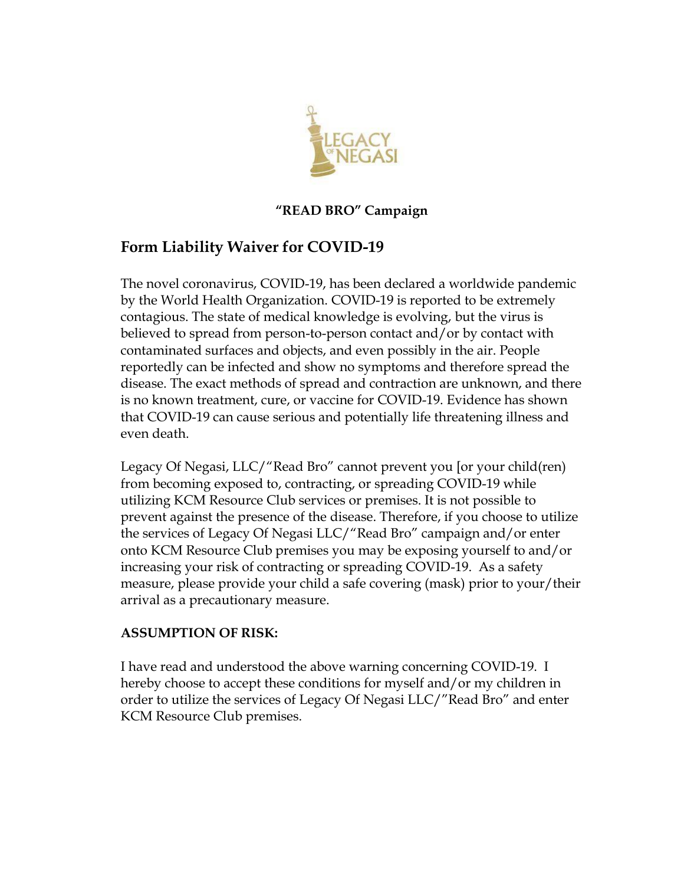**"READ BRO" Campaign**

## Form Liability Waiver for COVID-19

The novel coronavirus, COVID-19, has been declared a worldwide pandemic by the World Health Organization. COVID-19 is reported to be extremely contagious. The state of medical knowledge is evolving, but the virus is believed to spread from person-to-person contact and/or by contact with contaminated surfaces and objects, and even possibly in the air. People reportedly can be infected and show no symptoms and therefore spread the disease. The exact methods of spread and contraction are unknown, and there is no known treatment, cure, or vaccine for COVID-19. Evidence has shown that COVID-19 can cause serious and potentially life threatening illness and even death.

Legacy Of Negasi, LLC/"Read Bro" cannot prevent you [or your child(ren) from becoming exposed to, contracting, or spreading COVID-19 while utilizing KCM Resource Club services or premises. It is not possible to prevent against the presence of the disease. Therefore, if you choose to utilize the services of Legacy Of Negasi LLC/"Read Bro" campaign and/or enter onto KCM Resource Club premises you may be exposing yourself to and/or increasing your risk of contracting or spreading COVID-19. As a safety measure, please provide your child a safe covering (mask) prior to your/their arrival as a precautionary measure.

**ASSUMPTION OF RISK:**

I have read and understood the above warning concerning COVID-19. I hereby choose to accept these conditions for myself and/or my children in order to utilize the services of Legacy Of Negasi LLC/"Read Bro" and enter KCM Resource Club premises.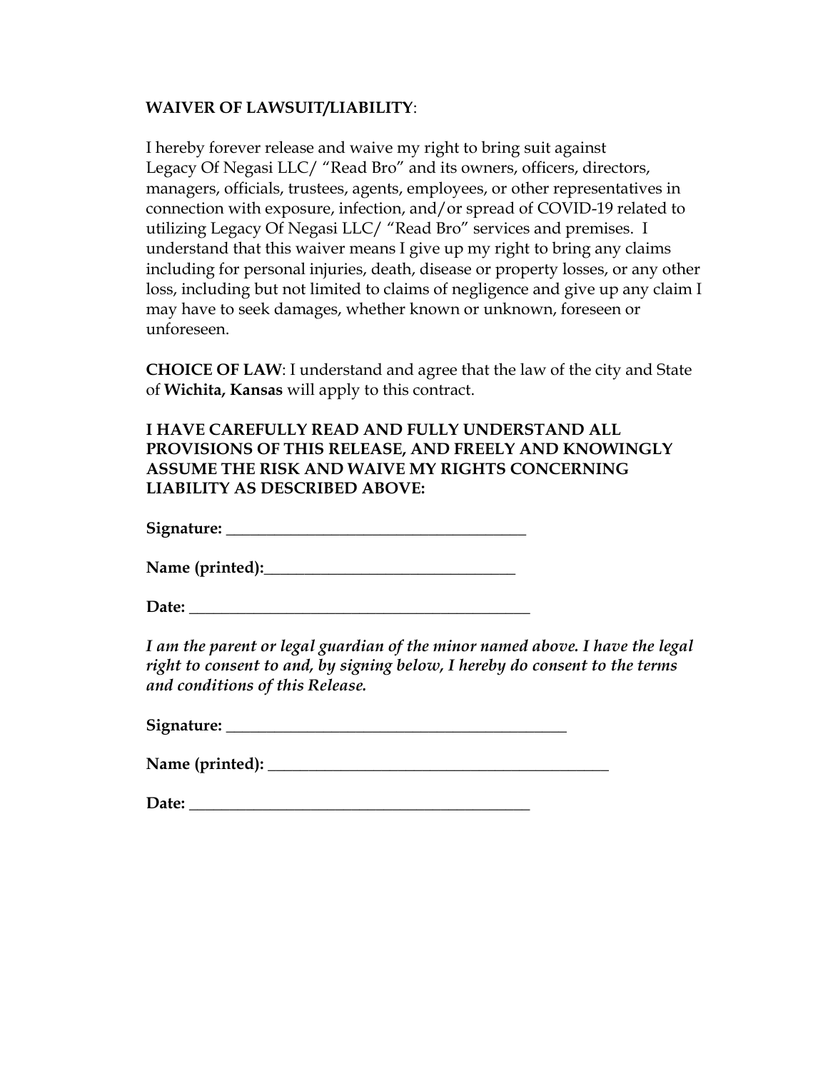**WAIVER OF LAWSUIT/LIABILITY**:

I hereby forever release and waive my right to bring suit against Legacy Of Negasi LLC/ "Read Bro" and its owners, officers, directors, managers, officials, trustees, agents, employees, or other representatives in connection with exposure, infection, and/or spread of COVID-19 related to utilizing Legacy Of Negasi LLC/ "Read Bro" services and premises. I understand that this waiver means I give up my right to bring any claims including for personal injuries, death, disease or property losses, or any other loss, including but not limited to claims of negligence and give up any claim I may have to seek damages, whether known or unknown, foreseen or unforeseen.

**CHOICE OF LAW**: I understand and agree that the law of the city and State of **Wichita, Kansas** will apply to this contract.

**I HAVE CAREFULLY READ AND FULLY UNDERSTAND ALL PROVISIONS OF THIS RELEASE, AND FREELY AND KNOWINGLY ASSUME THE RISK AND WAIVE MY RIGHTS CONCERNING LIABILITY AS DESCRIBED ABOVE:**

**Signature:** _______________________________________

**Name (printed):**________________________________

**Date:** ____________________________________________

***I am the parent or legal guardian of the minor named above. I have the legal right to consent to and, by signing below, I hereby do consent to the terms and conditions of this Release.***

**Signature:** ____________________________________________

**Name (printed):** ____________________________________________

**Date:** ____________________________________________